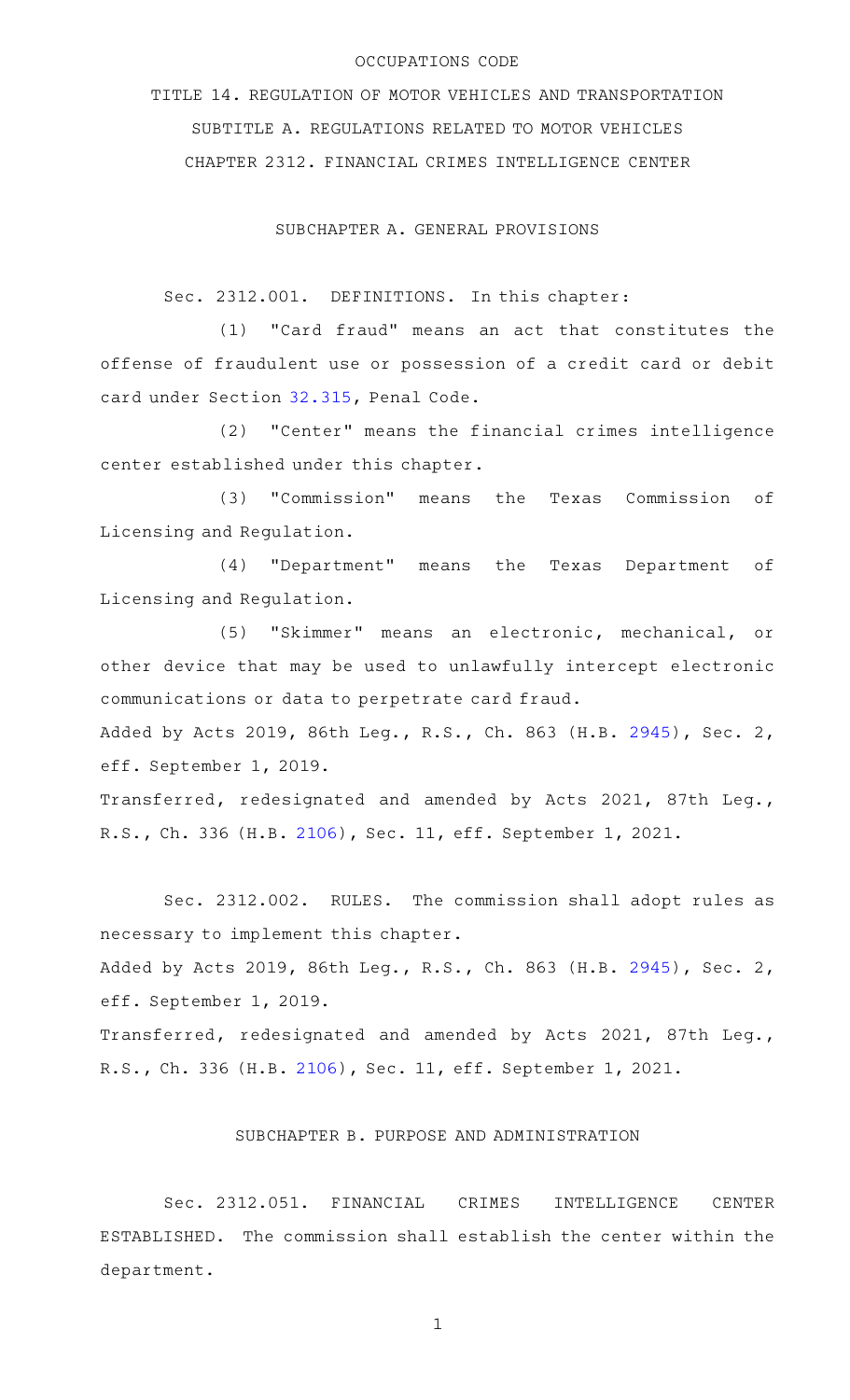OCCUPATIONS CODE

TITLE 14. REGULATION OF MOTOR VEHICLES AND TRANSPORTATION

SUBTITLE A. REGULATIONS RELATED TO MOTOR VEHICLES

CHAPTER 2312. FINANCIAL CRIMES INTELLIGENCE CENTER

SUBCHAPTER A. GENERAL PROVISIONS

Sec. 2312.001. DEFINITIONS. In this chapter:

(1) "Card fraud" means an act that constitutes the offense of fraudulent use or possession of a credit card or debit card under Section 32.315, Penal Code.

(2) "Center" means the financial crimes intelligence center established under this chapter.

(3) "Commission" means the Texas Commission of Licensing and Regulation.

(4) "Department" means the Texas Department of Licensing and Regulation.

(5) "Skimmer" means an electronic, mechanical, or other device that may be used to unlawfully intercept electronic communications or data to perpetrate card fraud.

Added by Acts 2019, 86th Leg., R.S., Ch. 863 (H.B. 2945), Sec. 2, eff. September 1, 2019.

Transferred, redesignated and amended by Acts 2021, 87th Leg., R.S., Ch. 336 (H.B. 2106), Sec. 11, eff. September 1, 2021.

Sec. 2312.002. RULES. The commission shall adopt rules as necessary to implement this chapter.

Added by Acts 2019, 86th Leg., R.S., Ch. 863 (H.B. 2945), Sec. 2, eff. September 1, 2019.

Transferred, redesignated and amended by Acts 2021, 87th Leg., R.S., Ch. 336 (H.B. 2106), Sec. 11, eff. September 1, 2021.

SUBCHAPTER B. PURPOSE AND ADMINISTRATION

Sec. 2312.051. FINANCIAL CRIMES INTELLIGENCE CENTER ESTABLISHED. The commission shall establish the center within the department.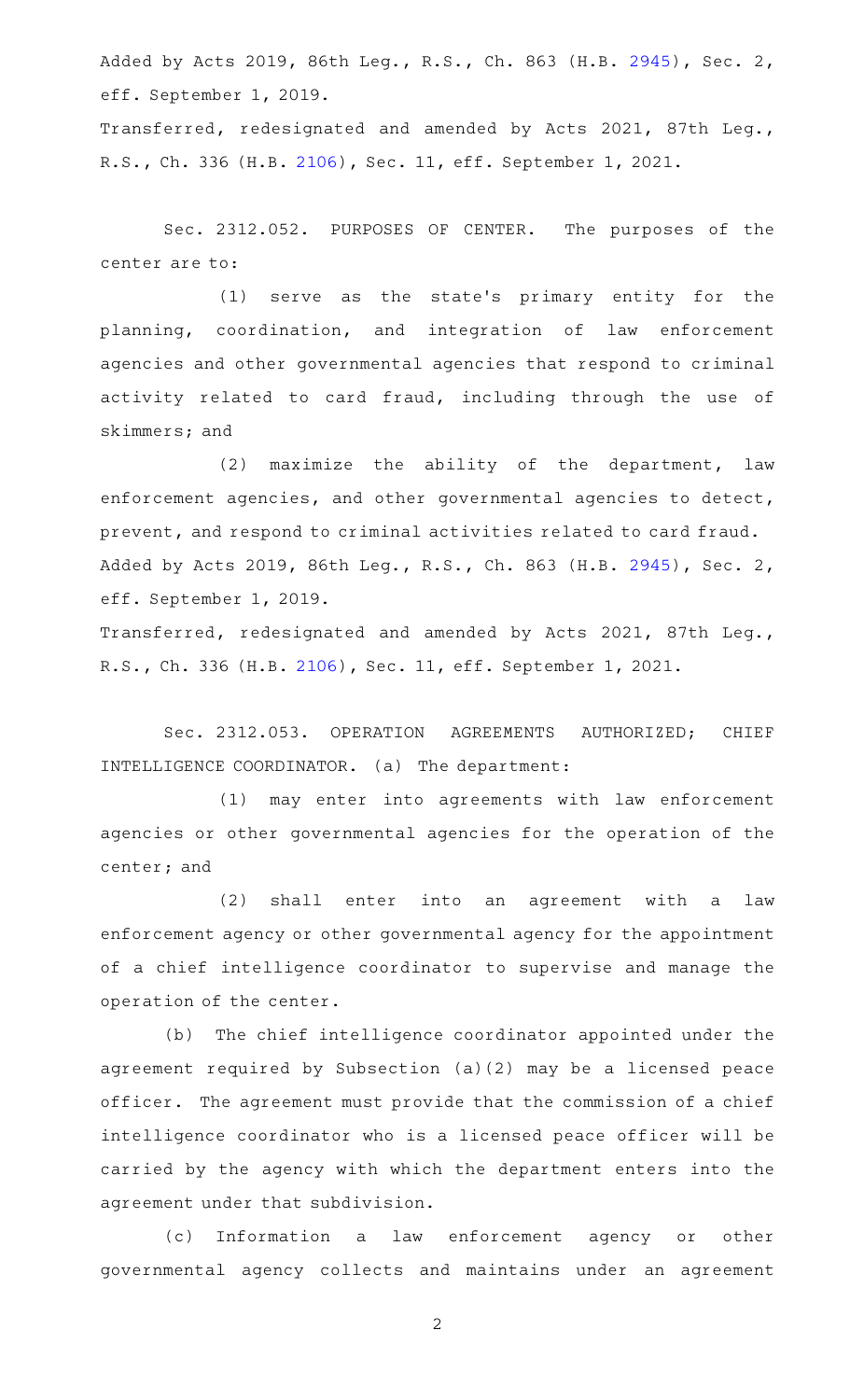Added by Acts 2019, 86th Leg., R.S., Ch. 863 (H.B. 2945), Sec. 2, eff. September 1, 2019.

Transferred, redesignated and amended by Acts 2021, 87th Leg., R.S., Ch. 336 (H.B. 2106), Sec. 11, eff. September 1, 2021.

Sec. 2312.052. PURPOSES OF CENTER. The purposes of the center are to:

(1) serve as the state's primary entity for the planning, coordination, and integration of law enforcement agencies and other governmental agencies that respond to criminal activity related to card fraud, including through the use of skimmers; and

(2) maximize the ability of the department, law enforcement agencies, and other governmental agencies to detect, prevent, and respond to criminal activities related to card fraud.

Added by Acts 2019, 86th Leg., R.S., Ch. 863 (H.B. 2945), Sec. 2, eff. September 1, 2019.

Transferred, redesignated and amended by Acts 2021, 87th Leg., R.S., Ch. 336 (H.B. 2106), Sec. 11, eff. September 1, 2021.

Sec. 2312.053. OPERATION AGREEMENTS AUTHORIZED; CHIEF INTELLIGENCE COORDINATOR. (a) The department:

(1) may enter into agreements with law enforcement agencies or other governmental agencies for the operation of the center; and

(2) shall enter into an agreement with a law enforcement agency or other governmental agency for the appointment of a chief intelligence coordinator to supervise and manage the operation of the center.

(b) The chief intelligence coordinator appointed under the agreement required by Subsection (a)(2) may be a licensed peace officer. The agreement must provide that the commission of a chief intelligence coordinator who is a licensed peace officer will be carried by the agency with which the department enters into the agreement under that subdivision.

(c) Information a law enforcement agency or other governmental agency collects and maintains under an agreement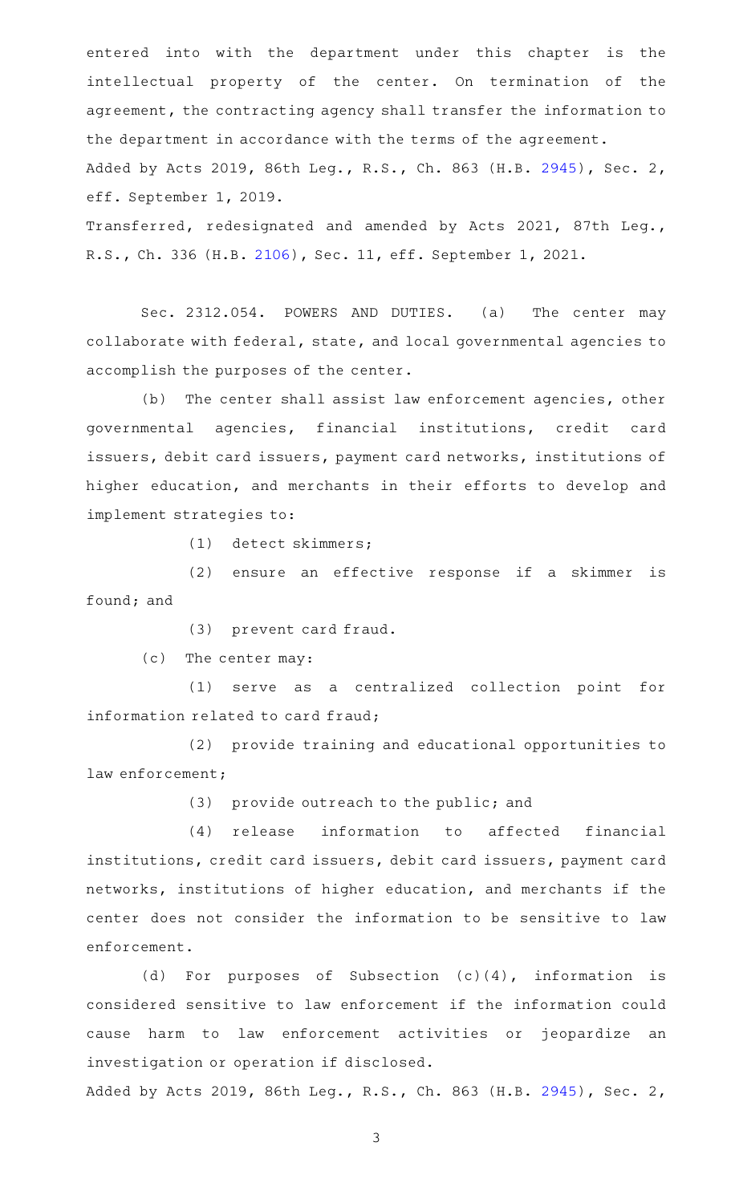entered into with the department under this chapter is the intellectual property of the center. On termination of the agreement, the contracting agency shall transfer the information to the department in accordance with the terms of the agreement.

Added by Acts 2019, 86th Leg., R.S., Ch. 863 (H.B. 2945), Sec. 2, eff. September 1, 2019.

Transferred, redesignated and amended by Acts 2021, 87th Leg., R.S., Ch. 336 (H.B. 2106), Sec. 11, eff. September 1, 2021.

Sec. 2312.054. POWERS AND DUTIES. (a) The center may collaborate with federal, state, and local governmental agencies to accomplish the purposes of the center.

(b) The center shall assist law enforcement agencies, other governmental agencies, financial institutions, credit card issuers, debit card issuers, payment card networks, institutions of higher education, and merchants in their efforts to develop and implement strategies to:

(1) detect skimmers;

(2) ensure an effective response if a skimmer is found; and

(3) prevent card fraud.

(c) The center may:

(1) serve as a centralized collection point for information related to card fraud;

(2) provide training and educational opportunities to law enforcement;

(3) provide outreach to the public; and

(4) release information to affected financial institutions, credit card issuers, debit card issuers, payment card networks, institutions of higher education, and merchants if the center does not consider the information to be sensitive to law enforcement.

(d) For purposes of Subsection (c)(4), information is considered sensitive to law enforcement if the information could cause harm to law enforcement activities or jeopardize an investigation or operation if disclosed.

Added by Acts 2019, 86th Leg., R.S., Ch. 863 (H.B. 2945), Sec. 2,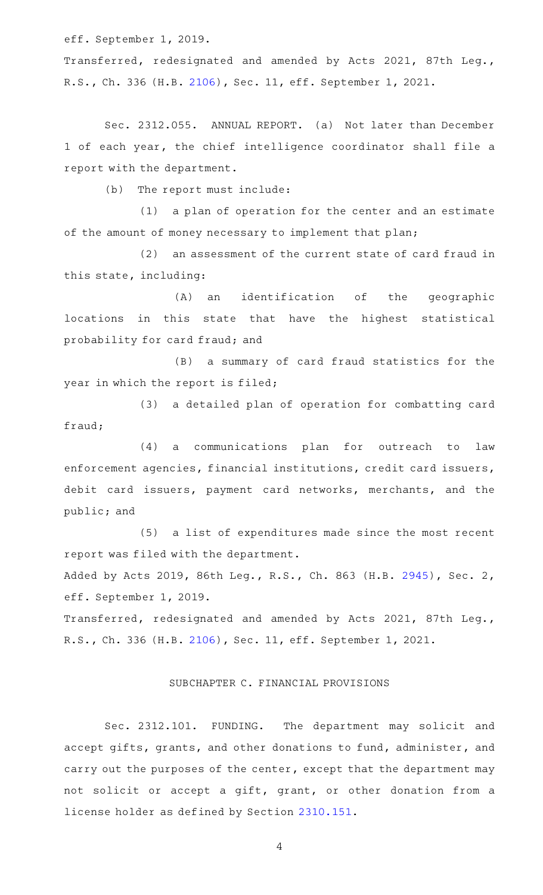eff. September 1, 2019.

Transferred, redesignated and amended by Acts 2021, 87th Leg., R.S., Ch. 336 (H.B. 2106), Sec. 11, eff. September 1, 2021.

Sec. 2312.055. ANNUAL REPORT. (a) Not later than December 1 of each year, the chief intelligence coordinator shall file a report with the department.

(b) The report must include:

(1) a plan of operation for the center and an estimate of the amount of money necessary to implement that plan;

(2) an assessment of the current state of card fraud in this state, including:

(A) an identification of the geographic locations in this state that have the highest statistical probability for card fraud; and

(B) a summary of card fraud statistics for the year in which the report is filed;

(3) a detailed plan of operation for combatting card fraud;

(4) a communications plan for outreach to law enforcement agencies, financial institutions, credit card issuers, debit card issuers, payment card networks, merchants, and the public; and

(5) a list of expenditures made since the most recent report was filed with the department.

Added by Acts 2019, 86th Leg., R.S., Ch. 863 (H.B. 2945), Sec. 2, eff. September 1, 2019.

Transferred, redesignated and amended by Acts 2021, 87th Leg., R.S., Ch. 336 (H.B. 2106), Sec. 11, eff. September 1, 2021.

## SUBCHAPTER C. FINANCIAL PROVISIONS

Sec. 2312.101. FUNDING. The department may solicit and accept gifts, grants, and other donations to fund, administer, and carry out the purposes of the center, except that the department may not solicit or accept a gift, grant, or other donation from a license holder as defined by Section 2310.151.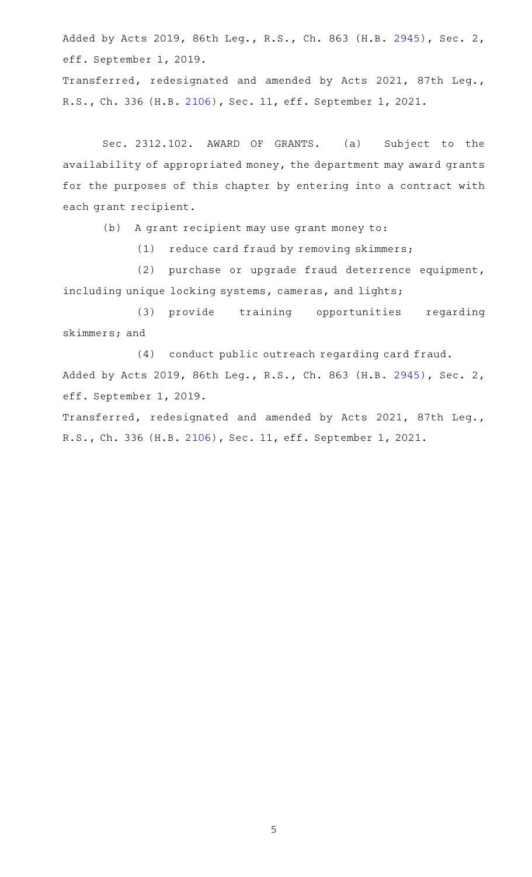Added by Acts 2019, 86th Leg., R.S., Ch. 863 (H.B. 2945), Sec. 2, eff. September 1, 2019.

Transferred, redesignated and amended by Acts 2021, 87th Leg., R.S., Ch. 336 (H.B. 2106), Sec. 11, eff. September 1, 2021.

Sec. 2312.102. AWARD OF GRANTS. (a) Subject to the availability of appropriated money, the department may award grants for the purposes of this chapter by entering into a contract with each grant recipient.

(b) A grant recipient may use grant money to:

(1) reduce card fraud by removing skimmers;

(2) purchase or upgrade fraud deterrence equipment, including unique locking systems, cameras, and lights;

(3) provide training opportunities regarding skimmers; and

(4) conduct public outreach regarding card fraud.

Added by Acts 2019, 86th Leg., R.S., Ch. 863 (H.B. 2945), Sec. 2, eff. September 1, 2019.

Transferred, redesignated and amended by Acts 2021, 87th Leg., R.S., Ch. 336 (H.B. 2106), Sec. 11, eff. September 1, 2021.